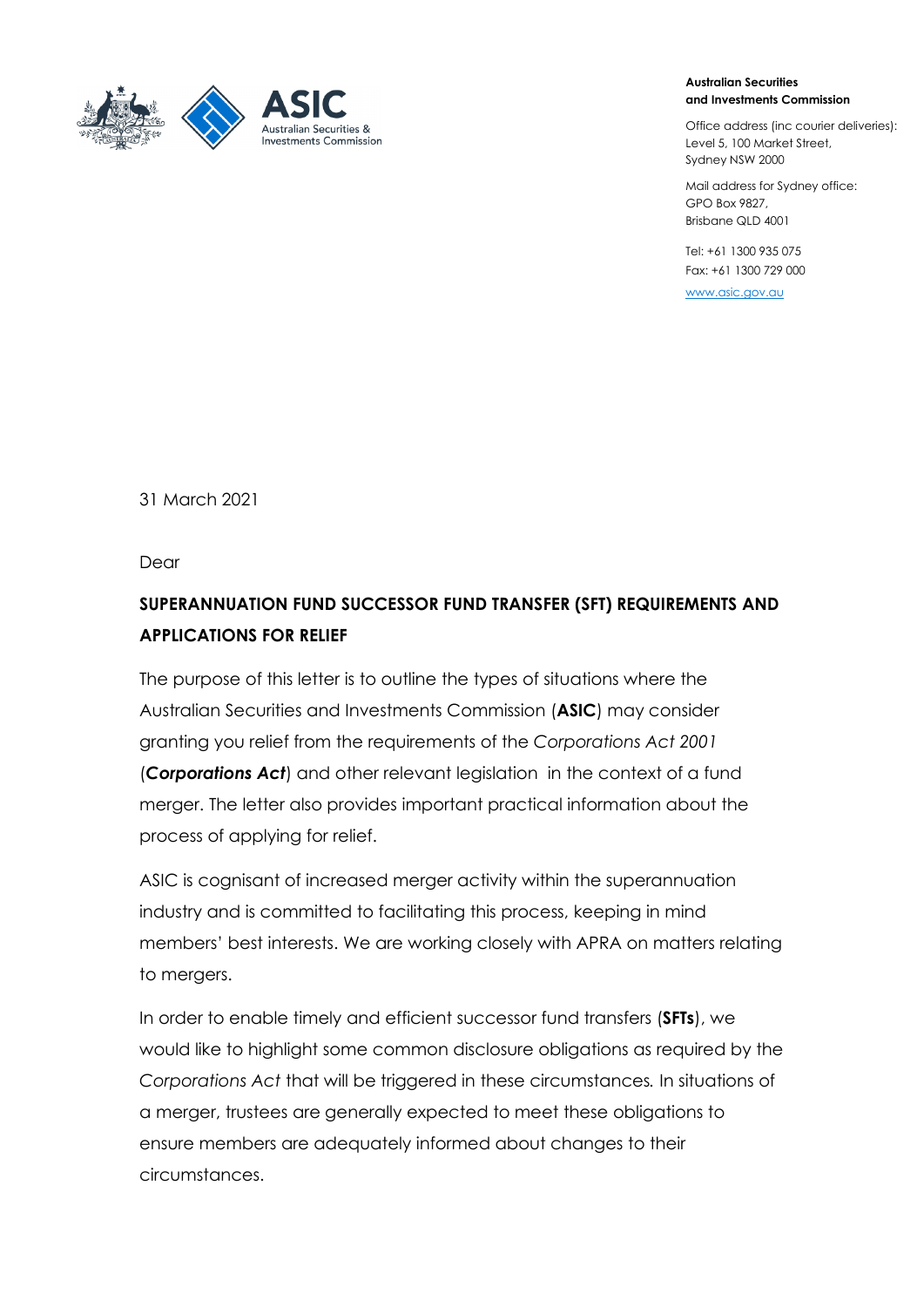**Australian Securities and Investments Commission**

Office address (inc courier deliveries):
Level 5, 100 Market Street,
Sydney NSW 2000

Mail address for Sydney office:
GPO Box 9827,
Brisbane QLD 4001

Tel: +61 1300 935 075
Fax: +61 1300 729 000

www.asic.gov.au

31 March 2021

Dear

**SUPERANNUATION FUND SUCCESSOR FUND TRANSFER (SFT) REQUIREMENTS AND APPLICATIONS FOR RELIEF**

The purpose of this letter is to outline the types of situations where the Australian Securities and Investments Commission (**ASIC**) may consider granting you relief from the requirements of the *Corporations Act 2001* (***Corporations Act***) and other relevant legislation in the context of a fund merger. The letter also provides important practical information about the process of applying for relief.

ASIC is cognisant of increased merger activity within the superannuation industry and is committed to facilitating this process, keeping in mind members' best interests. We are working closely with APRA on matters relating to mergers.

In order to enable timely and efficient successor fund transfers (**SFTs**), we would like to highlight some common disclosure obligations as required by the *Corporations Act* that will be triggered in these circumstances. In situations of a merger, trustees are generally expected to meet these obligations to ensure members are adequately informed about changes to their circumstances.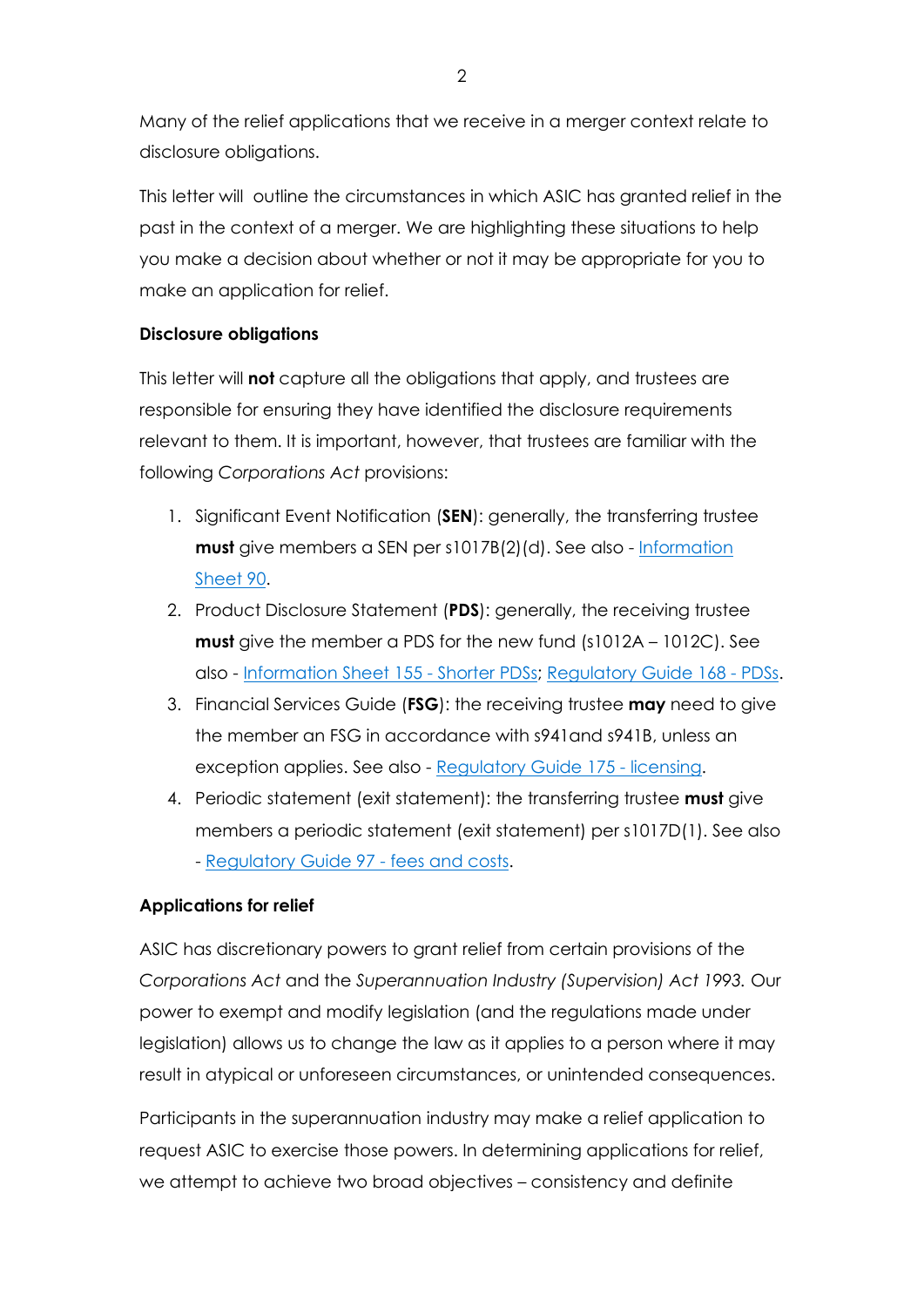Many of the relief applications that we receive in a merger context relate to disclosure obligations.

This letter will outline the circumstances in which ASIC has granted relief in the past in the context of a merger. We are highlighting these situations to help you make a decision about whether or not it may be appropriate for you to make an application for relief.

**Disclosure obligations**

This letter will **not** capture all the obligations that apply, and trustees are responsible for ensuring they have identified the disclosure requirements relevant to them. It is important, however, that trustees are familiar with the following *Corporations Act* provisions:

1. Significant Event Notification (**SEN**): generally, the transferring trustee **must** give members a SEN per s1017B(2)(d). See also - Information Sheet 90.
2. Product Disclosure Statement (**PDS**): generally, the receiving trustee **must** give the member a PDS for the new fund (s1012A – 1012C). See also - Information Sheet 155 - Shorter PDSs; Regulatory Guide 168 - PDSs.
3. Financial Services Guide (**FSG**): the receiving trustee **may** need to give the member an FSG in accordance with s941and s941B, unless an exception applies. See also - Regulatory Guide 175 - licensing.
4. Periodic statement (exit statement): the transferring trustee **must** give members a periodic statement (exit statement) per s1017D(1). See also - Regulatory Guide 97 - fees and costs.

**Applications for relief**

ASIC has discretionary powers to grant relief from certain provisions of the *Corporations Act* and the *Superannuation Industry (Supervision) Act 1993.* Our power to exempt and modify legislation (and the regulations made under legislation) allows us to change the law as it applies to a person where it may result in atypical or unforeseen circumstances, or unintended consequences.

Participants in the superannuation industry may make a relief application to request ASIC to exercise those powers. In determining applications for relief, we attempt to achieve two broad objectives – consistency and definite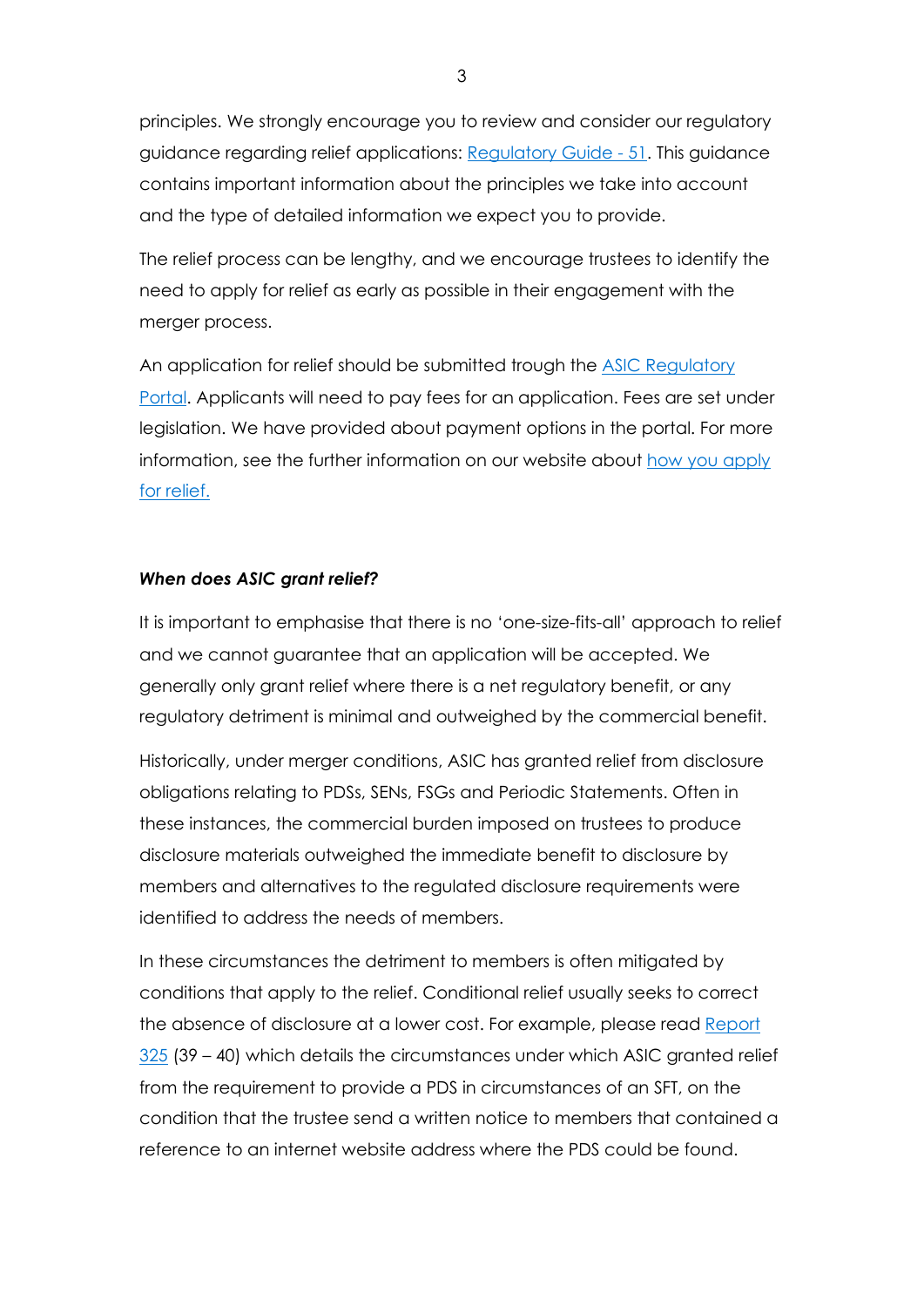principles. We strongly encourage you to review and consider our regulatory guidance regarding relief applications: [Regulatory Guide - 51]. This guidance contains important information about the principles we take into account and the type of detailed information we expect you to provide.

The relief process can be lengthy, and we encourage trustees to identify the need to apply for relief as early as possible in their engagement with the merger process.

An application for relief should be submitted trough the [ASIC Regulatory Portal]. Applicants will need to pay fees for an application. Fees are set under legislation. We have provided about payment options in the portal. For more information, see the further information on our website about [how you apply for relief.]

***When does ASIC grant relief?***

It is important to emphasise that there is no 'one-size-fits-all' approach to relief and we cannot guarantee that an application will be accepted. We generally only grant relief where there is a net regulatory benefit, or any regulatory detriment is minimal and outweighed by the commercial benefit.

Historically, under merger conditions, ASIC has granted relief from disclosure obligations relating to PDSs, SENs, FSGs and Periodic Statements. Often in these instances, the commercial burden imposed on trustees to produce disclosure materials outweighed the immediate benefit to disclosure by members and alternatives to the regulated disclosure requirements were identified to address the needs of members.

In these circumstances the detriment to members is often mitigated by conditions that apply to the relief. Conditional relief usually seeks to correct the absence of disclosure at a lower cost. For example, please read [Report 325] (39 – 40) which details the circumstances under which ASIC granted relief from the requirement to provide a PDS in circumstances of an SFT, on the condition that the trustee send a written notice to members that contained a reference to an internet website address where the PDS could be found.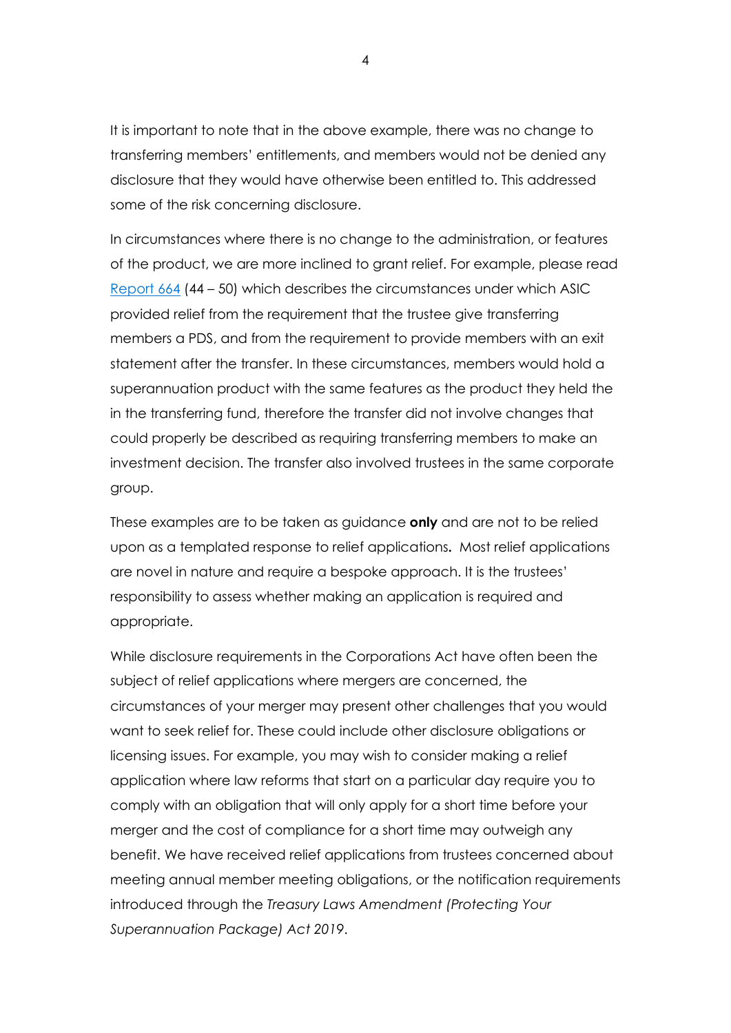It is important to note that in the above example, there was no change to transferring members' entitlements, and members would not be denied any disclosure that they would have otherwise been entitled to. This addressed some of the risk concerning disclosure.

In circumstances where there is no change to the administration, or features of the product, we are more inclined to grant relief. For example, please read Report 664 (44 – 50) which describes the circumstances under which ASIC provided relief from the requirement that the trustee give transferring members a PDS, and from the requirement to provide members with an exit statement after the transfer. In these circumstances, members would hold a superannuation product with the same features as the product they held the in the transferring fund, therefore the transfer did not involve changes that could properly be described as requiring transferring members to make an investment decision. The transfer also involved trustees in the same corporate group.

These examples are to be taken as guidance **only** and are not to be relied upon as a templated response to relief applications**.** Most relief applications are novel in nature and require a bespoke approach. It is the trustees' responsibility to assess whether making an application is required and appropriate.

While disclosure requirements in the Corporations Act have often been the subject of relief applications where mergers are concerned, the circumstances of your merger may present other challenges that you would want to seek relief for. These could include other disclosure obligations or licensing issues. For example, you may wish to consider making a relief application where law reforms that start on a particular day require you to comply with an obligation that will only apply for a short time before your merger and the cost of compliance for a short time may outweigh any benefit. We have received relief applications from trustees concerned about meeting annual member meeting obligations, or the notification requirements introduced through the *Treasury Laws Amendment (Protecting Your Superannuation Package) Act 2019*.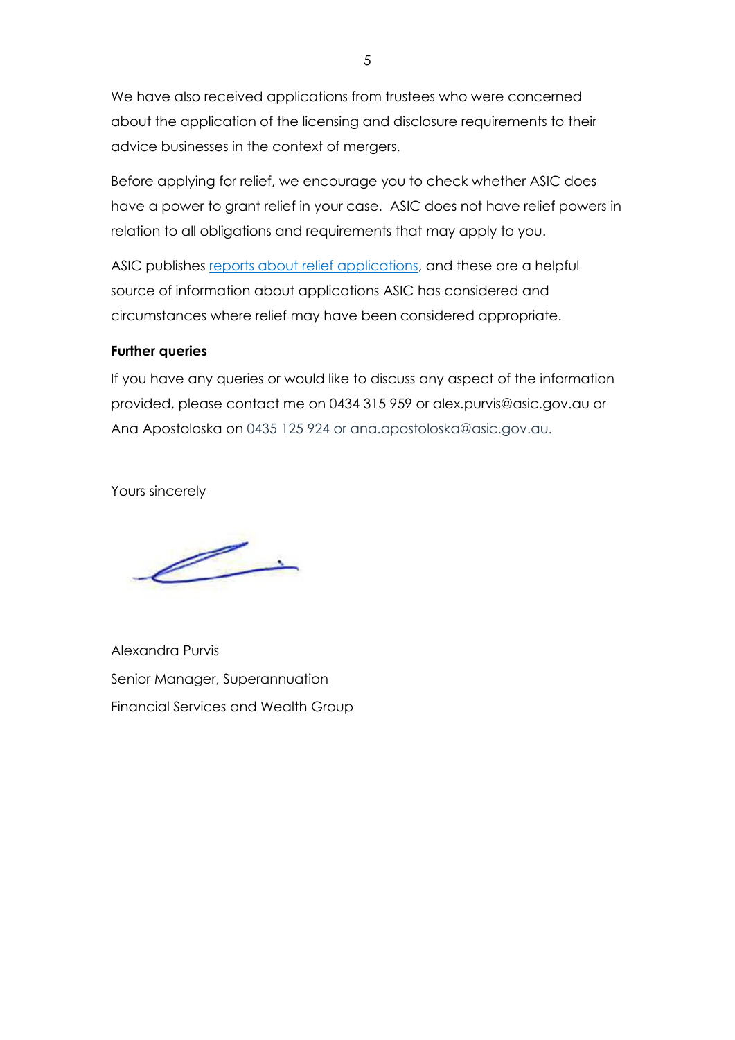We have also received applications from trustees who were concerned about the application of the licensing and disclosure requirements to their advice businesses in the context of mergers.

Before applying for relief, we encourage you to check whether ASIC does have a power to grant relief in your case. ASIC does not have relief powers in relation to all obligations and requirements that may apply to you.

ASIC publishes reports about relief applications, and these are a helpful source of information about applications ASIC has considered and circumstances where relief may have been considered appropriate.

**Further queries**

If you have any queries or would like to discuss any aspect of the information provided, please contact me on 0434 315 959 or alex.purvis@asic.gov.au or Ana Apostoloska on 0435 125 924 or ana.apostoloska@asic.gov.au.

Yours sincerely

Alexandra Purvis
Senior Manager, Superannuation
Financial Services and Wealth Group